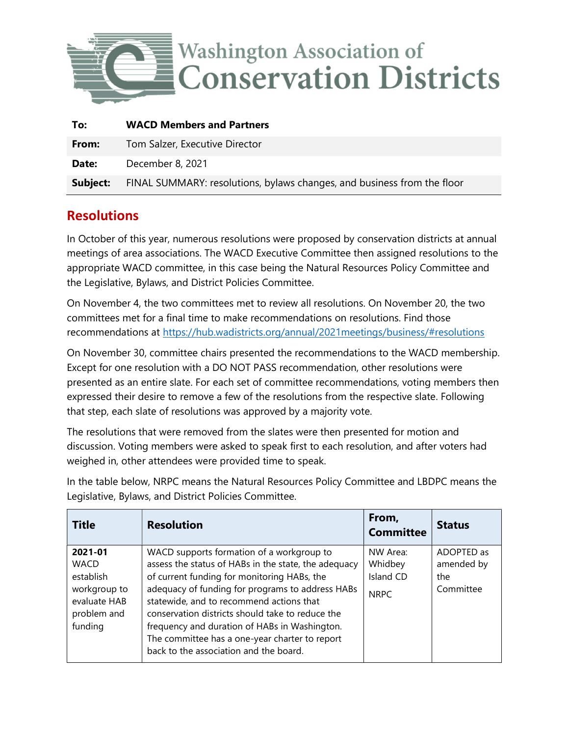# Washington Association of Conservation Districts

| | |
|---|---|
| **To:** | **WACD Members and Partners** |
| **From:** | Tom Salzer, Executive Director |
| **Date:** | December 8, 2021 |
| **Subject:** | FINAL SUMMARY: resolutions, bylaws changes, and business from the floor |

## Resolutions

In October of this year, numerous resolutions were proposed by conservation districts at annual meetings of area associations. The WACD Executive Committee then assigned resolutions to the appropriate WACD committee, in this case being the Natural Resources Policy Committee and the Legislative, Bylaws, and District Policies Committee.

On November 4, the two committees met to review all resolutions. On November 20, the two committees met for a final time to make recommendations on resolutions. Find those recommendations at https://hub.wadistricts.org/annual/2021meetings/business/#resolutions

On November 30, committee chairs presented the recommendations to the WACD membership. Except for one resolution with a DO NOT PASS recommendation, other resolutions were presented as an entire slate. For each set of committee recommendations, voting members then expressed their desire to remove a few of the resolutions from the respective slate. Following that step, each slate of resolutions was approved by a majority vote.

The resolutions that were removed from the slates were then presented for motion and discussion. Voting members were asked to speak first to each resolution, and after voters had weighed in, other attendees were provided time to speak.

In the table below, NRPC means the Natural Resources Policy Committee and LBDPC means the Legislative, Bylaws, and District Policies Committee.

| Title | Resolution | From, Committee | Status |
|---|---|---|---|
| **2021-01** WACD establish workgroup to evaluate HAB problem and funding | WACD supports formation of a workgroup to assess the status of HABs in the state, the adequacy of current funding for monitoring HABs, the adequacy of funding for programs to address HABs statewide, and to recommend actions that conservation districts should take to reduce the frequency and duration of HABs in Washington. The committee has a one-year charter to report back to the association and the board. | NW Area: Whidbey Island CD<br><br>NRPC | ADOPTED as amended by the Committee |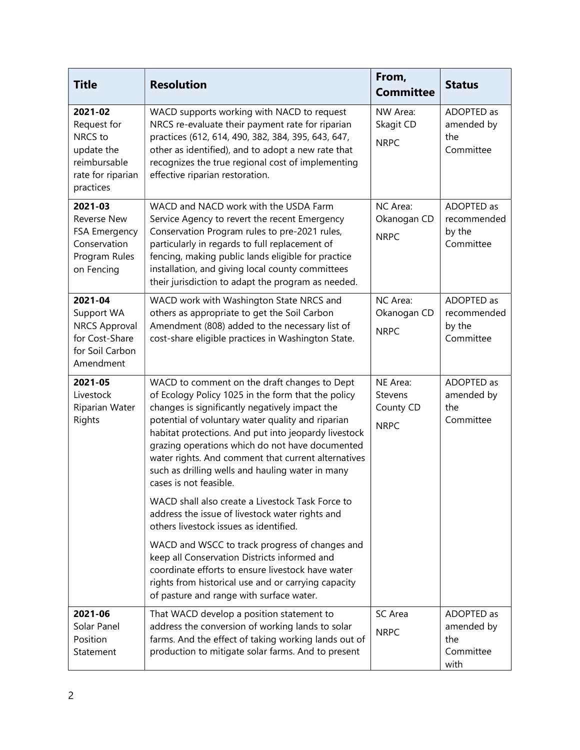| Title | Resolution | From, Committee | Status |
|---|---|---|---|
| **2021-02** Request for NRCS to update the reimbursable rate for riparian practices | WACD supports working with NACD to request NRCS re-evaluate their payment rate for riparian practices (612, 614, 490, 382, 384, 395, 643, 647, other as identified), and to adopt a new rate that recognizes the true regional cost of implementing effective riparian restoration. | NW Area: Skagit CD<br><br>NRPC | ADOPTED as amended by the Committee |
| **2021-03** Reverse New FSA Emergency Conservation Program Rules on Fencing | WACD and NACD work with the USDA Farm Service Agency to revert the recent Emergency Conservation Program rules to pre-2021 rules, particularly in regards to full replacement of fencing, making public lands eligible for practice installation, and giving local county committees their jurisdiction to adapt the program as needed. | NC Area: Okanogan CD<br><br>NRPC | ADOPTED as recommended by the Committee |
| **2021-04** Support WA NRCS Approval for Cost-Share for Soil Carbon Amendment | WACD work with Washington State NRCS and others as appropriate to get the Soil Carbon Amendment (808) added to the necessary list of cost-share eligible practices in Washington State. | NC Area: Okanogan CD<br><br>NRPC | ADOPTED as recommended by the Committee |
| **2021-05** Livestock Riparian Water Rights | WACD to comment on the draft changes to Dept of Ecology Policy 1025 in the form that the policy changes is significantly negatively impact the potential of voluntary water quality and riparian habitat protections. And put into jeopardy livestock grazing operations which do not have documented water rights. And comment that current alternatives such as drilling wells and hauling water in many cases is not feasible.<br><br>WACD shall also create a Livestock Task Force to address the issue of livestock water rights and others livestock issues as identified.<br><br>WACD and WSCC to track progress of changes and keep all Conservation Districts informed and coordinate efforts to ensure livestock have water rights from historical use and or carrying capacity of pasture and range with surface water. | NE Area: Stevens County CD<br><br>NRPC | ADOPTED as amended by the Committee |
| **2021-06** Solar Panel Position Statement | That WACD develop a position statement to address the conversion of working lands to solar farms. And the effect of taking working lands out of production to mitigate solar farms. And to present | SC Area<br><br>NRPC | ADOPTED as amended by the Committee with |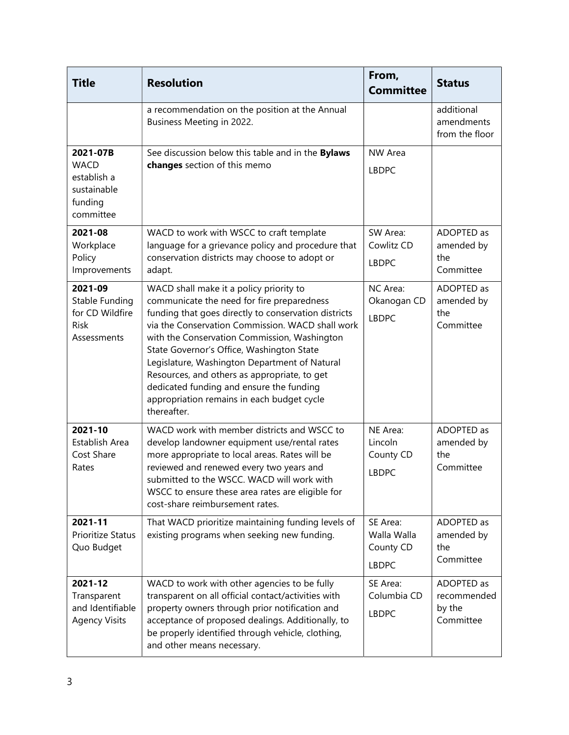| Title | Resolution | From, Committee | Status |
|---|---|---|---|
| | a recommendation on the position at the Annual Business Meeting in 2022. | | additional amendments from the floor |
| **2021-07B** WACD establish a sustainable funding committee | See discussion below this table and in the **Bylaws changes** section of this memo | NW Area<br>LBDPC | |
| **2021-08** Workplace Policy Improvements | WACD to work with WSCC to craft template language for a grievance policy and procedure that conservation districts may choose to adopt or adapt. | SW Area: Cowlitz CD<br>LBDPC | ADOPTED as amended by the Committee |
| **2021-09** Stable Funding for CD Wildfire Risk Assessments | WACD shall make it a policy priority to communicate the need for fire preparedness funding that goes directly to conservation districts via the Conservation Commission. WACD shall work with the Conservation Commission, Washington State Governor's Office, Washington State Legislature, Washington Department of Natural Resources, and others as appropriate, to get dedicated funding and ensure the funding appropriation remains in each budget cycle thereafter. | NC Area: Okanogan CD<br>LBDPC | ADOPTED as amended by the Committee |
| **2021-10** Establish Area Cost Share Rates | WACD work with member districts and WSCC to develop landowner equipment use/rental rates more appropriate to local areas. Rates will be reviewed and renewed every two years and submitted to the WSCC. WACD will work with WSCC to ensure these area rates are eligible for cost-share reimbursement rates. | NE Area: Lincoln County CD<br>LBDPC | ADOPTED as amended by the Committee |
| **2021-11** Prioritize Status Quo Budget | That WACD prioritize maintaining funding levels of existing programs when seeking new funding. | SE Area: Walla Walla County CD<br>LBDPC | ADOPTED as amended by the Committee |
| **2021-12** Transparent and Identifiable Agency Visits | WACD to work with other agencies to be fully transparent on all official contact/activities with property owners through prior notification and acceptance of proposed dealings. Additionally, to be properly identified through vehicle, clothing, and other means necessary. | SE Area: Columbia CD<br>LBDPC | ADOPTED as recommended by the Committee |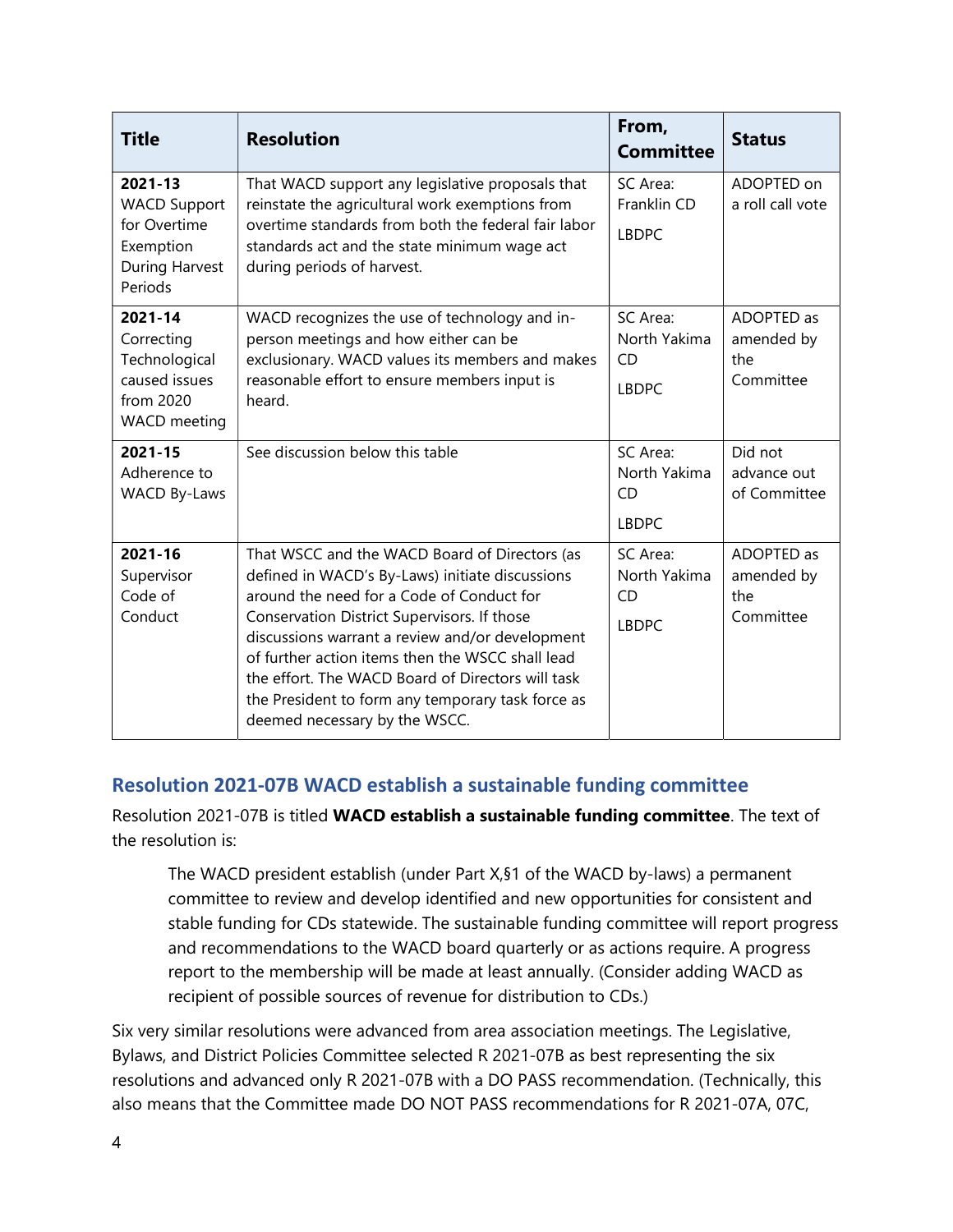| Title | Resolution | From, Committee | Status |
|---|---|---|---|
| **2021-13** WACD Support for Overtime Exemption During Harvest Periods | That WACD support any legislative proposals that reinstate the agricultural work exemptions from overtime standards from both the federal fair labor standards act and the state minimum wage act during periods of harvest. | SC Area: Franklin CD<br><br>LBDPC | ADOPTED on a roll call vote |
| **2021-14** Correcting Technological caused issues from 2020 WACD meeting | WACD recognizes the use of technology and in-person meetings and how either can be exclusionary. WACD values its members and makes reasonable effort to ensure members input is heard. | SC Area: North Yakima CD<br><br>LBDPC | ADOPTED as amended by the Committee |
| **2021-15** Adherence to WACD By-Laws | See discussion below this table | SC Area: North Yakima CD<br><br>LBDPC | Did not advance out of Committee |
| **2021-16** Supervisor Code of Conduct | That WSCC and the WACD Board of Directors (as defined in WACD's By-Laws) initiate discussions around the need for a Code of Conduct for Conservation District Supervisors. If those discussions warrant a review and/or development of further action items then the WSCC shall lead the effort. The WACD Board of Directors will task the President to form any temporary task force as deemed necessary by the WSCC. | SC Area: North Yakima CD<br><br>LBDPC | ADOPTED as amended by the Committee |

## Resolution 2021-07B WACD establish a sustainable funding committee

Resolution 2021-07B is titled **WACD establish a sustainable funding committee**. The text of the resolution is:

> The WACD president establish (under Part X,§1 of the WACD by-laws) a permanent committee to review and develop identified and new opportunities for consistent and stable funding for CDs statewide. The sustainable funding committee will report progress and recommendations to the WACD board quarterly or as actions require. A progress report to the membership will be made at least annually. (Consider adding WACD as recipient of possible sources of revenue for distribution to CDs.)

Six very similar resolutions were advanced from area association meetings. The Legislative, Bylaws, and District Policies Committee selected R 2021-07B as best representing the six resolutions and advanced only R 2021-07B with a DO PASS recommendation. (Technically, this also means that the Committee made DO NOT PASS recommendations for R 2021-07A, 07C,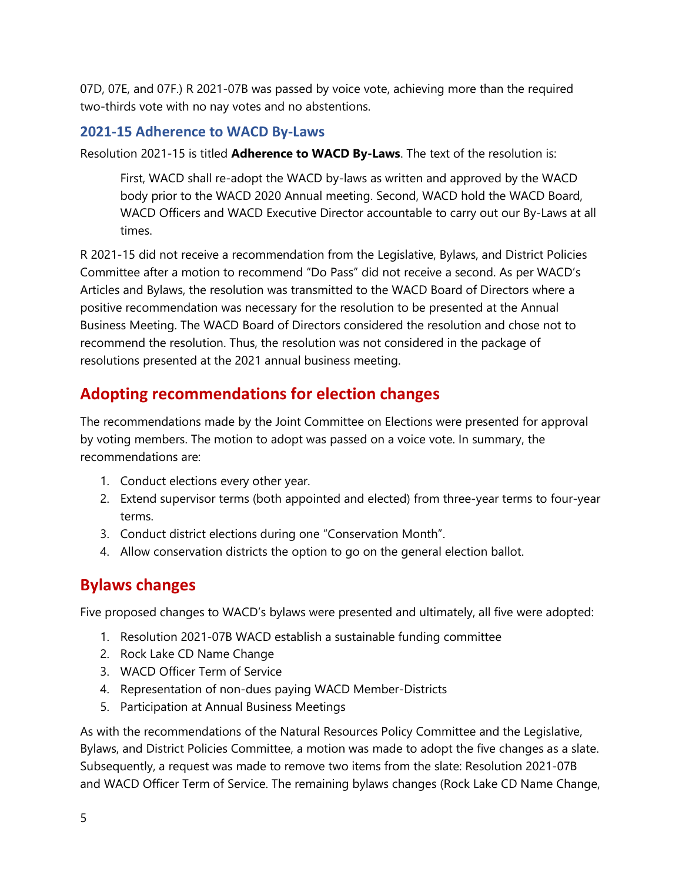07D, 07E, and 07F.) R 2021-07B was passed by voice vote, achieving more than the required two-thirds vote with no nay votes and no abstentions.

### 2021-15 Adherence to WACD By-Laws

Resolution 2021-15 is titled **Adherence to WACD By-Laws**. The text of the resolution is:

> First, WACD shall re-adopt the WACD by-laws as written and approved by the WACD body prior to the WACD 2020 Annual meeting. Second, WACD hold the WACD Board, WACD Officers and WACD Executive Director accountable to carry out our By-Laws at all times.

R 2021-15 did not receive a recommendation from the Legislative, Bylaws, and District Policies Committee after a motion to recommend "Do Pass" did not receive a second. As per WACD's Articles and Bylaws, the resolution was transmitted to the WACD Board of Directors where a positive recommendation was necessary for the resolution to be presented at the Annual Business Meeting. The WACD Board of Directors considered the resolution and chose not to recommend the resolution. Thus, the resolution was not considered in the package of resolutions presented at the 2021 annual business meeting.

## Adopting recommendations for election changes

The recommendations made by the Joint Committee on Elections were presented for approval by voting members. The motion to adopt was passed on a voice vote. In summary, the recommendations are:

1. Conduct elections every other year.
2. Extend supervisor terms (both appointed and elected) from three-year terms to four-year terms.
3. Conduct district elections during one "Conservation Month".
4. Allow conservation districts the option to go on the general election ballot.

## Bylaws changes

Five proposed changes to WACD's bylaws were presented and ultimately, all five were adopted:

1. Resolution 2021-07B WACD establish a sustainable funding committee
2. Rock Lake CD Name Change
3. WACD Officer Term of Service
4. Representation of non-dues paying WACD Member-Districts
5. Participation at Annual Business Meetings

As with the recommendations of the Natural Resources Policy Committee and the Legislative, Bylaws, and District Policies Committee, a motion was made to adopt the five changes as a slate. Subsequently, a request was made to remove two items from the slate: Resolution 2021-07B and WACD Officer Term of Service. The remaining bylaws changes (Rock Lake CD Name Change,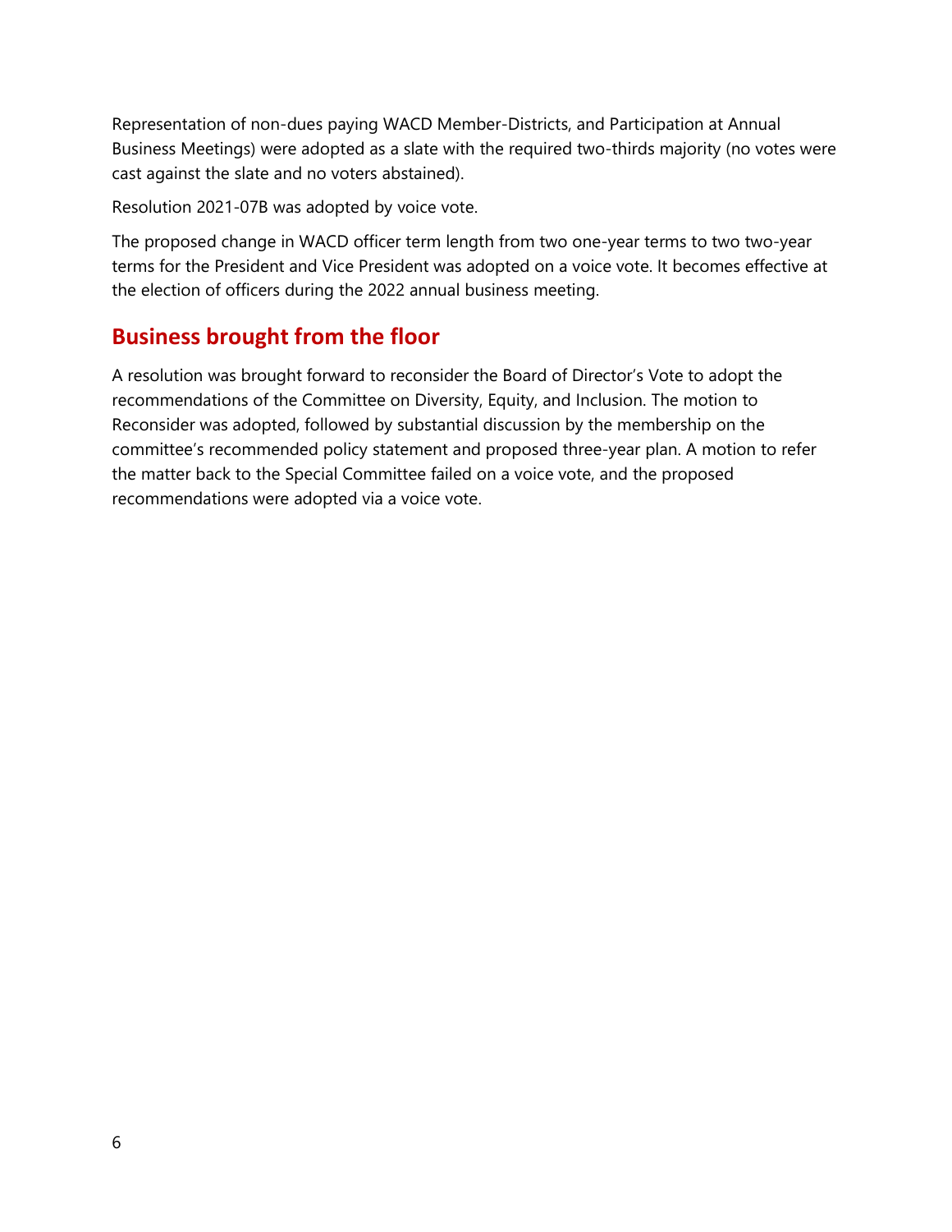Representation of non-dues paying WACD Member-Districts, and Participation at Annual Business Meetings) were adopted as a slate with the required two-thirds majority (no votes were cast against the slate and no voters abstained).

Resolution 2021-07B was adopted by voice vote.

The proposed change in WACD officer term length from two one-year terms to two two-year terms for the President and Vice President was adopted on a voice vote. It becomes effective at the election of officers during the 2022 annual business meeting.

## Business brought from the floor

A resolution was brought forward to reconsider the Board of Director's Vote to adopt the recommendations of the Committee on Diversity, Equity, and Inclusion. The motion to Reconsider was adopted, followed by substantial discussion by the membership on the committee's recommended policy statement and proposed three-year plan. A motion to refer the matter back to the Special Committee failed on a voice vote, and the proposed recommendations were adopted via a voice vote.